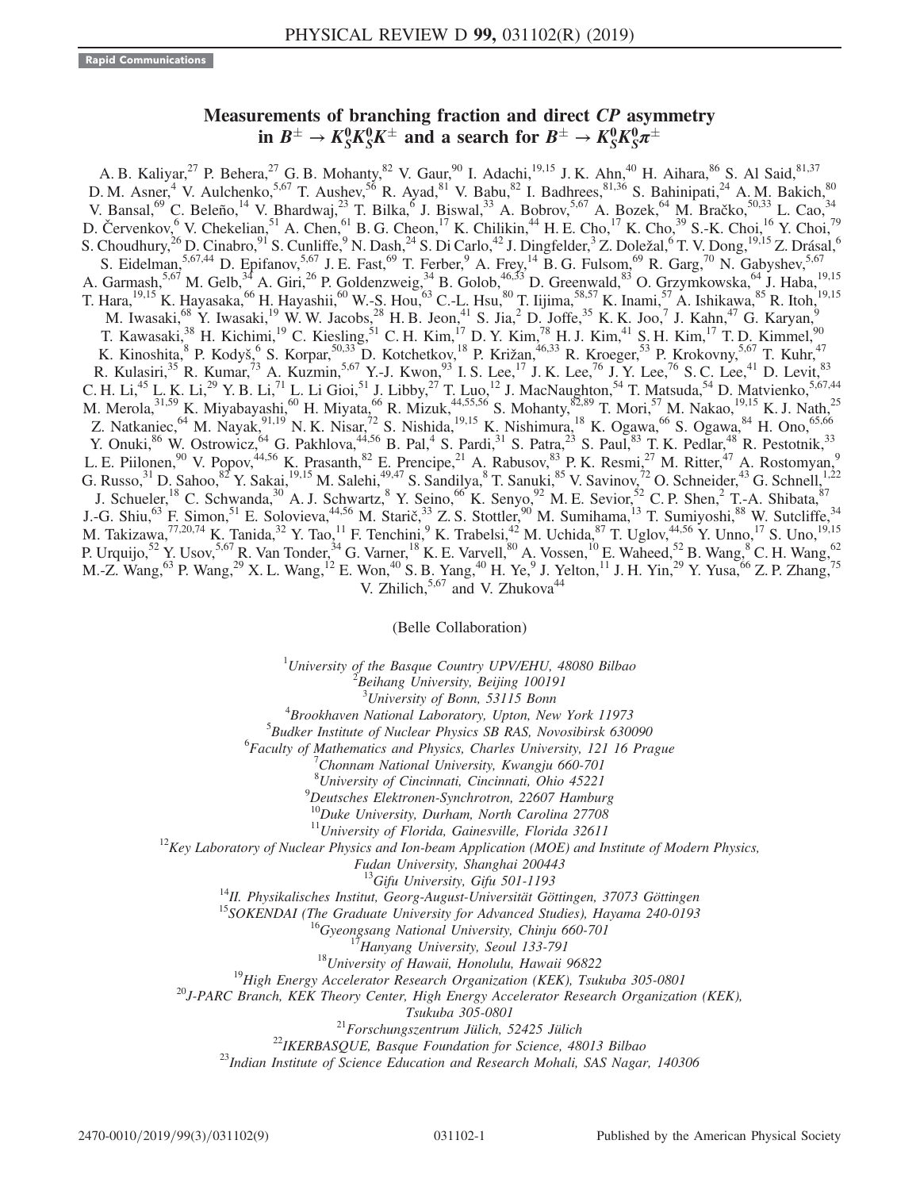Rapid Communications

# Measurements of branching fraction and direct $CP$ asymmetry in $B^{\pm} \to K_S^0 K_S^0 K^{\pm}$ and a search for $B^{\pm} \to K_S^0 K_S^0 \pi^{\pm}$

A. B. Kaliyar,[27] P. Behera,[27] G. B. Mohanty,[82] V. Gaur,[90] I. Adachi,[19,15] J. K. Ahn,[40] H. Aihara,[86] S. Al Said,[81,37] D. M. Asner,[4] V. Aulchenko,[5,67] T. Aushev,[56] R. Ayad,[81] V. Babu,[82] I. Badhrees,[81,36] S. Bahinipati,[24] A. M. Bakich,[80] V. Bansal,[69] C. Beleño,[14] V. Bhardwaj,[23] T. Bilka,[6] J. Biswal,[33] A. Bobrov,[5,67] A. Bozek,[64] M. Bračko,[50,33] L. Cao,[34] D. Červenkov,[6] V. Chekelian,[51] A. Chen,[61] B. G. Cheon,[17] K. Chilikin,[44] H. E. Cho,[17] K. Cho,[39] S.-K. Choi,[16] Y. Choi,[79] S. Choudhury,[26] D. Cinabro,[91] S. Cunliffe,[9] N. Dash,[24] S. Di Carlo,[42] J. Dingfelder,[3] Z. Doležal,[6] T. V. Dong,[19,15] Z. Drásal,[6] S. Eidelman,[5,67,44] D. Epifanov,[5,67] J. E. Fast,[69] T. Ferber,[9] A. Frey,[14] B. G. Fulsom,[69] R. Garg,[70] N. Gabyshev,[5,67] A. Garmash,[5,67] M. Gelb,[34] A. Giri,[26] P. Goldenzweig,[34] B. Golob,[46,33] D. Greenwald,[83] O. Grzymkowska,[64] J. Haba,[19,15] T. Hara,[19,15] K. Hayasaka,[66] H. Hayashii,[60] W.-S. Hou,[63] C.-L. Hsu,[80] T. Iijima,[58,57] K. Inami,[57] A. Ishikawa,[85] R. Itoh,[19,15] M. Iwasaki,[68] Y. Iwasaki,[19] W. W. Jacobs,[28] H. B. Jeon,[41] S. Jia,[2] D. Joffe,[35] K. K. Joo,[7] J. Kahn,[47] G. Karyan,[9] T. Kawasaki,[38] H. Kichimi,[19] C. Kiesling,[51] C. H. Kim,[17] D. Y. Kim,[78] H. J. Kim,[41] S. H. Kim,[17] T. D. Kimmel,[90] K. Kinoshita,[8] P. Kodyš,[6] S. Korpar,[50,33] D. Kotchetkov,[18] P. Križan,[46,33] R. Kroeger,[53] P. Krokovny,[5,67] T. Kuhr,[47] R. Kulasiri,[35] R. Kumar,[73] A. Kuzmin,[5,67] Y.-J. Kwon,[93] I. S. Lee,[17] J. K. Lee,[76] J. Y. Lee,[76] S. C. Lee,[41] D. Levit,[83] C. H. Li,[45] L. K. Li,[29] Y. B. Li,[71] L. Li Gioi,[51] J. Libby,[27] T. Luo,[12] J. MacNaughton,[54] T. Matsuda,[54] D. Matvienko,[5,67,44] M. Merola,[31,59] K. Miyabayashi,[60] H. Miyata,[66] R. Mizuk,[44,55,56] S. Mohanty,[82,89] T. Mori,[57] M. Nakao,[19,15] K. J. Nath,[25] Z. Natkaniec,[64] M. Nayak,[91,19] N. K. Nisar,[72] S. Nishida,[19,15] K. Nishimura,[18] K. Ogawa,[66] S. Ogawa,[84] H. Ono,[65,66] Y. Onuki,[86] W. Ostrowicz,[64] G. Pakhlova,[44,56] B. Pal,[4] S. Pardi,[31] S. Patra,[23] S. Paul,[83] T. K. Pedlar,[48] R. Pestotnik,[33] L. E. Piilonen,[90] V. Popov,[44,56] K. Prasanth,[82] E. Prencipe,[21] A. Rabusov,[83] P. K. Resmi,[27] M. Ritter,[47] A. Rostomyan,[9] G. Russo,[31] D. Sahoo,[82] Y. Sakai,[19,15] M. Salehi,[49,47] S. Sandilya,[8] T. Sanuki,[85] V. Savinov,[72] O. Schneider,[43] G. Schnell,[1,22] J. Schueler,[18] C. Schwanda,[30] A. J. Schwartz,[8] Y. Seino,[66] K. Senyo,[92] M. E. Sevior,[52] C. P. Shen,[2] T.-A. Shibata,[87] J.-G. Shiu,[63] F. Simon,[51] E. Solovieva,[44,56] M. Starič,[33] Z. S. Stottler,[90] M. Sumihama,[13] T. Sumiyoshi,[88] W. Sutcliffe,[34] M. Takizawa,[77,20,74] K. Tanida,[32] Y. Tao,[11] F. Tenchini,[9] K. Trabelsi,[42] M. Uchida,[87] T. Uglov,[44,56] Y. Unno,[17] S. Uno,[19,15] P. Urquijo,[52] Y. Usov,[5,67] R. Van Tonder,[34] G. Varner,[18] K. E. Varvell,[80] A. Vossen,[10] E. Waheed,[52] B. Wang,[8] C. H. Wang,[62] M.-Z. Wang,[63] P. Wang,[29] X. L. Wang,[12] E. Won,[40] S. B. Yang,[40] H. Ye,[9] J. Yelton,[11] J. H. Yin,[29] Y. Yusa,[66] Z. P. Zhang,[75] V. Zhilich,[5,67] and V. Zhukova[44]

(Belle Collaboration)

[1]*University of the Basque Country UPV/EHU, 48080 Bilbao*
[2]*Beihang University, Beijing 100191*
[3]*University of Bonn, 53115 Bonn*
[4]*Brookhaven National Laboratory, Upton, New York 11973*
[5]*Budker Institute of Nuclear Physics SB RAS, Novosibirsk 630090*
[6]*Faculty of Mathematics and Physics, Charles University, 121 16 Prague*
[7]*Chonnam National University, Kwangju 660-701*
[8]*University of Cincinnati, Cincinnati, Ohio 45221*
[9]*Deutsches Elektronen-Synchrotron, 22607 Hamburg*
[10]*Duke University, Durham, North Carolina 27708*
[11]*University of Florida, Gainesville, Florida 32611*
[12]*Key Laboratory of Nuclear Physics and Ion-beam Application (MOE) and Institute of Modern Physics, Fudan University, Shanghai 200443*
[13]*Gifu University, Gifu 501-1193*
[14]*II. Physikalisches Institut, Georg-August-Universität Göttingen, 37073 Göttingen*
[15]*SOKENDAI (The Graduate University for Advanced Studies), Hayama 240-0193*
[16]*Gyeongsang National University, Chinju 660-701*
[17]*Hanyang University, Seoul 133-791*
[18]*University of Hawaii, Honolulu, Hawaii 96822*
[19]*High Energy Accelerator Research Organization (KEK), Tsukuba 305-0801*
[20]*J-PARC Branch, KEK Theory Center, High Energy Accelerator Research Organization (KEK), Tsukuba 305-0801*
[21]*Forschungszentrum Jülich, 52425 Jülich*
[22]*IKERBASQUE, Basque Foundation for Science, 48013 Bilbao*
[23]*Indian Institute of Science Education and Research Mohali, SAS Nagar, 140306*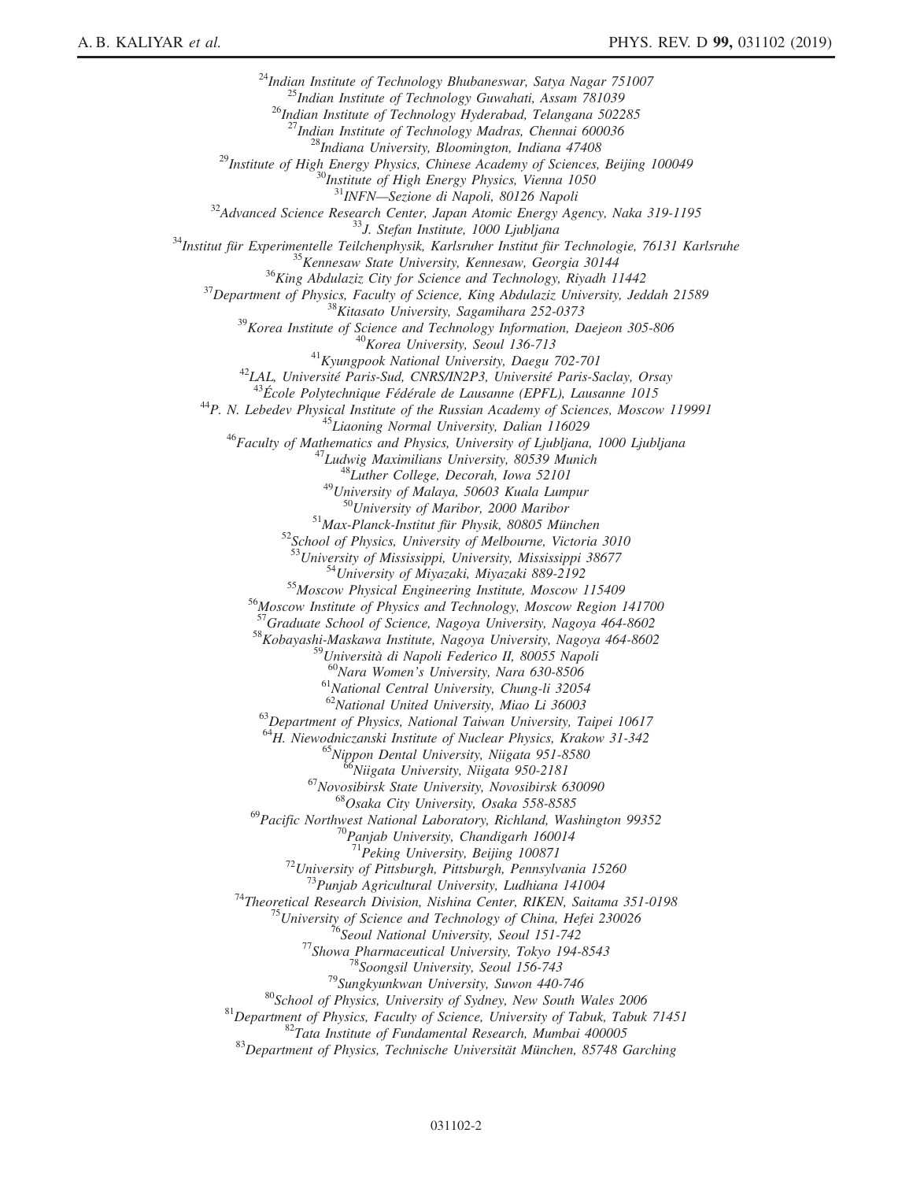[24]Indian Institute of Technology Bhubaneswar, Satya Nagar 751007
[25]Indian Institute of Technology Guwahati, Assam 781039
[26]Indian Institute of Technology Hyderabad, Telangana 502285
[27]Indian Institute of Technology Madras, Chennai 600036
[28]Indiana University, Bloomington, Indiana 47408
[29]Institute of High Energy Physics, Chinese Academy of Sciences, Beijing 100049
[30]Institute of High Energy Physics, Vienna 1050
[31]INFN—Sezione di Napoli, 80126 Napoli
[32]Advanced Science Research Center, Japan Atomic Energy Agency, Naka 319-1195
[33]J. Stefan Institute, 1000 Ljubljana
[34]Institut für Experimentelle Teilchenphysik, Karlsruher Institut für Technologie, 76131 Karlsruhe
[35]Kennesaw State University, Kennesaw, Georgia 30144
[36]King Abdulaziz City for Science and Technology, Riyadh 11442
[37]Department of Physics, Faculty of Science, King Abdulaziz University, Jeddah 21589
[38]Kitasato University, Sagamihara 252-0373
[39]Korea Institute of Science and Technology Information, Daejeon 305-806
[40]Korea University, Seoul 136-713
[41]Kyungpook National University, Daegu 702-701
[42]LAL, Université Paris-Sud, CNRS/IN2P3, Université Paris-Saclay, Orsay
[43]École Polytechnique Fédérale de Lausanne (EPFL), Lausanne 1015
[44]P. N. Lebedev Physical Institute of the Russian Academy of Sciences, Moscow 119991
[45]Liaoning Normal University, Dalian 116029
[46]Faculty of Mathematics and Physics, University of Ljubljana, 1000 Ljubljana
[47]Ludwig Maximilians University, 80539 Munich
[48]Luther College, Decorah, Iowa 52101
[49]University of Malaya, 50603 Kuala Lumpur
[50]University of Maribor, 2000 Maribor
[51]Max-Planck-Institut für Physik, 80805 München
[52]School of Physics, University of Melbourne, Victoria 3010
[53]University of Mississippi, University, Mississippi 38677
[54]University of Miyazaki, Miyazaki 889-2192
[55]Moscow Physical Engineering Institute, Moscow 115409
[56]Moscow Institute of Physics and Technology, Moscow Region 141700
[57]Graduate School of Science, Nagoya University, Nagoya 464-8602
[58]Kobayashi-Maskawa Institute, Nagoya University, Nagoya 464-8602
[59]Università di Napoli Federico II, 80055 Napoli
[60]Nara Women's University, Nara 630-8506
[61]National Central University, Chung-li 32054
[62]National United University, Miao Li 36003
[63]Department of Physics, National Taiwan University, Taipei 10617
[64]H. Niewodniczanski Institute of Nuclear Physics, Krakow 31-342
[65]Nippon Dental University, Niigata 951-8580
[66]Niigata University, Niigata 950-2181
[67]Novosibirsk State University, Novosibirsk 630090
[68]Osaka City University, Osaka 558-8585
[69]Pacific Northwest National Laboratory, Richland, Washington 99352
[70]Panjab University, Chandigarh 160014
[71]Peking University, Beijing 100871
[72]University of Pittsburgh, Pittsburgh, Pennsylvania 15260
[73]Punjab Agricultural University, Ludhiana 141004
[74]Theoretical Research Division, Nishina Center, RIKEN, Saitama 351-0198
[75]University of Science and Technology of China, Hefei 230026
[76]Seoul National University, Seoul 151-742
[77]Showa Pharmaceutical University, Tokyo 194-8543
[78]Soongsil University, Seoul 156-743
[79]Sungkyunkwan University, Suwon 440-746
[80]School of Physics, University of Sydney, New South Wales 2006
[81]Department of Physics, Faculty of Science, University of Tabuk, Tabuk 71451
[82]Tata Institute of Fundamental Research, Mumbai 400005
[83]Department of Physics, Technische Universität München, 85748 Garching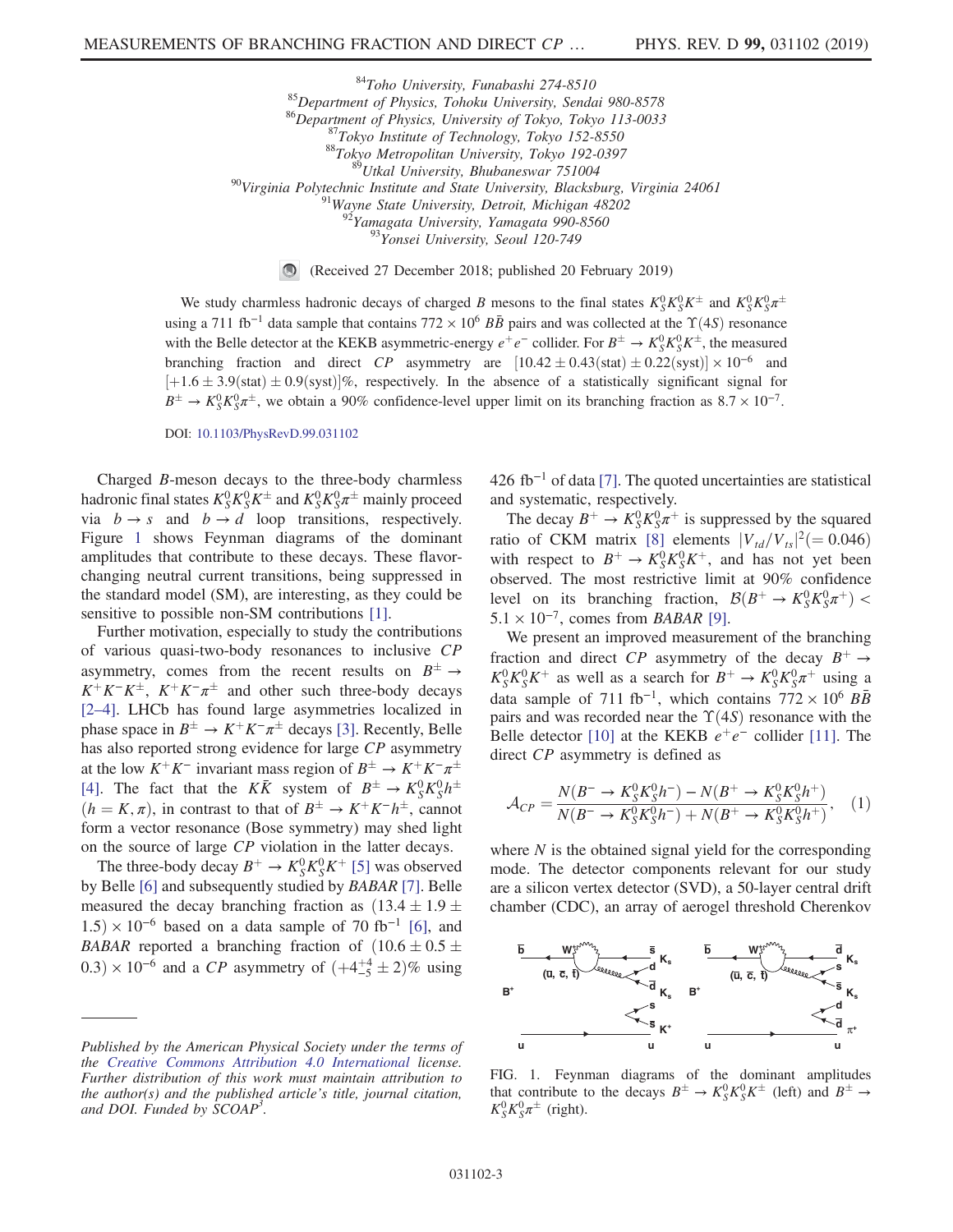[84]Toho University, Funabashi 274-8510
[85]Department of Physics, Tohoku University, Sendai 980-8578
[86]Department of Physics, University of Tokyo, Tokyo 113-0033
[87]Tokyo Institute of Technology, Tokyo 152-8550
[88]Tokyo Metropolitan University, Tokyo 192-0397
[89]Utkal University, Bhubaneswar 751004
[90]Virginia Polytechnic Institute and State University, Blacksburg, Virginia 24061
[91]Wayne State University, Detroit, Michigan 48202
[92]Yamagata University, Yamagata 990-8560
[93]Yonsei University, Seoul 120-749

(Received 27 December 2018; published 20 February 2019)

We study charmless hadronic decays of charged $B$ mesons to the final states $K_S^0 K_S^0 K^\pm$ and $K_S^0 K_S^0 \pi^\pm$ using a 711 fb$^{-1}$ data sample that contains $772 \times 10^6$ $B\bar{B}$ pairs and was collected at the $\Upsilon(4S)$ resonance with the Belle detector at the KEKB asymmetric-energy $e^+e^-$ collider. For $B^\pm \to K_S^0 K_S^0 K^\pm$, the measured branching fraction and direct $CP$ asymmetry are $[10.42 \pm 0.43(\mathrm{stat}) \pm 0.22(\mathrm{syst})] \times 10^{-6}$ and $[+1.6 \pm 3.9(\mathrm{stat}) \pm 0.9(\mathrm{syst})]\%$, respectively. In the absence of a statistically significant signal for $B^\pm \to K_S^0 K_S^0 \pi^\pm$, we obtain a 90% confidence-level upper limit on its branching fraction as $8.7 \times 10^{-7}$.

DOI: 10.1103/PhysRevD.99.031102

Charged $B$-meson decays to the three-body charmless hadronic final states $K_S^0 K_S^0 K^\pm$ and $K_S^0 K_S^0 \pi^\pm$ mainly proceed via $b \to s$ and $b \to d$ loop transitions, respectively. Figure 1 shows Feynman diagrams of the dominant amplitudes that contribute to these decays. These flavor-changing neutral current transitions, being suppressed in the standard model (SM), are interesting, as they could be sensitive to possible non-SM contributions [1].

Further motivation, especially to study the contributions of various quasi-two-body resonances to inclusive $CP$ asymmetry, comes from the recent results on $B^\pm \to K^+K^-K^\pm$, $K^+K^-\pi^\pm$ and other such three-body decays [2–4]. LHCb has found large asymmetries localized in phase space in $B^\pm \to K^+K^-\pi^\pm$ decays [3]. Recently, Belle has also reported strong evidence for large $CP$ asymmetry at the low $K^+K^-$ invariant mass region of $B^\pm \to K^+K^-\pi^\pm$ [4]. The fact that the $K\bar{K}$ system of $B^\pm \to K_S^0 K_S^0 h^\pm$ ($h = K, \pi$), in contrast to that of $B^\pm \to K^+K^-h^\pm$, cannot form a vector resonance (Bose symmetry) may shed light on the source of large $CP$ violation in the latter decays.

The three-body decay $B^+ \to K_S^0 K_S^0 K^+$ [5] was observed by Belle [6] and subsequently studied by *BABAR* [7]. Belle measured the decay branching fraction as $(13.4 \pm 1.9 \pm 1.5) \times 10^{-6}$ based on a data sample of 70 fb$^{-1}$ [6], and *BABAR* reported a branching fraction of $(10.6 \pm 0.5 \pm 0.3) \times 10^{-6}$ and a $CP$ asymmetry of $(+4^{+4}_{-5} \pm 2)\%$ using 426 fb$^{-1}$ of data [7]. The quoted uncertainties are statistical and systematic, respectively.

The decay $B^+ \to K_S^0 K_S^0 \pi^+$ is suppressed by the squared ratio of CKM matrix [8] elements $|V_{td}/V_{ts}|^2 (= 0.046)$ with respect to $B^+ \to K_S^0 K_S^0 K^+$, and has not yet been observed. The most restrictive limit at 90% confidence level on its branching fraction, $\mathcal{B}(B^+ \to K_S^0 K_S^0 \pi^+) < 5.1 \times 10^{-7}$, comes from *BABAR* [9].

We present an improved measurement of the branching fraction and direct $CP$ asymmetry of the decay $B^+ \to K_S^0 K_S^0 K^+$ as well as a search for $B^+ \to K_S^0 K_S^0 \pi^+$ using a data sample of 711 fb$^{-1}$, which contains $772 \times 10^6$ $B\bar{B}$ pairs and was recorded near the $\Upsilon(4S)$ resonance with the Belle detector [10] at the KEKB $e^+e^-$ collider [11]. The direct $CP$ asymmetry is defined as

$$\mathcal{A}_{CP} = \frac{N(B^- \to K_S^0 K_S^0 h^-) - N(B^+ \to K_S^0 K_S^0 h^+)}{N(B^- \to K_S^0 K_S^0 h^-) + N(B^+ \to K_S^0 K_S^0 h^+)}, \quad (1)$$

where $N$ is the obtained signal yield for the corresponding mode. The detector components relevant for our study are a silicon vertex detector (SVD), a 50-layer central drift chamber (CDC), an array of aerogel threshold Cherenkov

FIG. 1. Feynman diagrams of the dominant amplitudes that contribute to the decays $B^\pm \to K_S^0 K_S^0 K^\pm$ (left) and $B^\pm \to K_S^0 K_S^0 \pi^\pm$ (right).

---

*Published by the American Physical Society under the terms of the Creative Commons Attribution 4.0 International license. Further distribution of this work must maintain attribution to the author(s) and the published article's title, journal citation, and DOI. Funded by SCOAP[3].*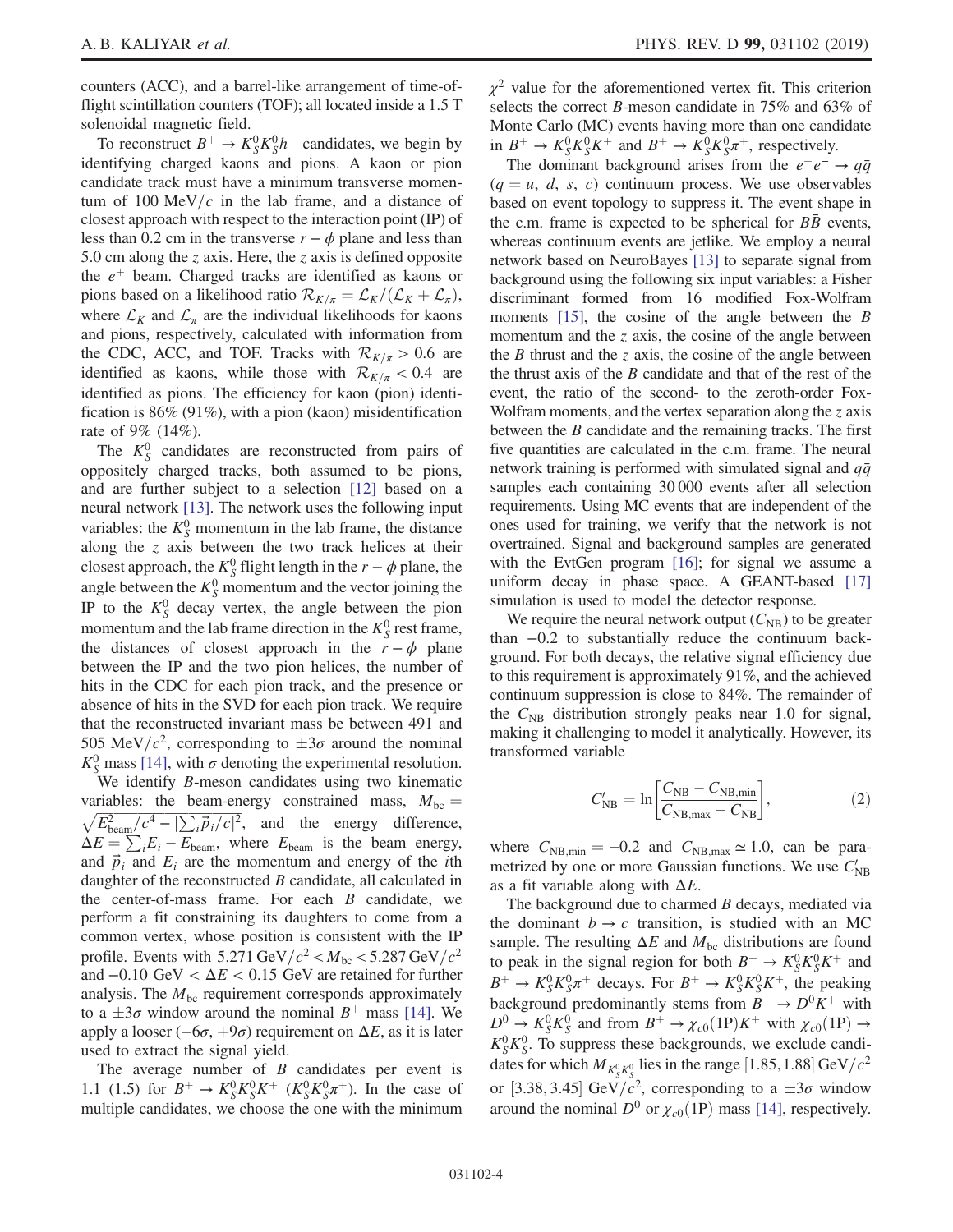counters (ACC), and a barrel-like arrangement of time-of-flight scintillation counters (TOF); all located inside a 1.5 T solenoidal magnetic field.

To reconstruct $B^+ \to K_S^0 K_S^0 h^+$ candidates, we begin by identifying charged kaons and pions. A kaon or pion candidate track must have a minimum transverse momentum of 100 MeV/$c$ in the lab frame, and a distance of closest approach with respect to the interaction point (IP) of less than 0.2 cm in the transverse $r-\phi$ plane and less than 5.0 cm along the $z$ axis. Here, the $z$ axis is defined opposite the $e^+$ beam. Charged tracks are identified as kaons or pions based on a likelihood ratio $\mathcal{R}_{K/\pi} = \mathcal{L}_K/(\mathcal{L}_K + \mathcal{L}_\pi)$, where $\mathcal{L}_K$ and $\mathcal{L}_\pi$ are the individual likelihoods for kaons and pions, respectively, calculated with information from the CDC, ACC, and TOF. Tracks with $\mathcal{R}_{K/\pi} > 0.6$ are identified as kaons, while those with $\mathcal{R}_{K/\pi} < 0.4$ are identified as pions. The efficiency for kaon (pion) identification is 86% (91%), with a pion (kaon) misidentification rate of 9% (14%).

The $K_S^0$ candidates are reconstructed from pairs of oppositely charged tracks, both assumed to be pions, and are further subject to a selection [12] based on a neural network [13]. The network uses the following input variables: the $K_S^0$ momentum in the lab frame, the distance along the $z$ axis between the two track helices at their closest approach, the $K_S^0$ flight length in the $r-\phi$ plane, the angle between the $K_S^0$ momentum and the vector joining the IP to the $K_S^0$ decay vertex, the angle between the pion momentum and the lab frame direction in the $K_S^0$ rest frame, the distances of closest approach in the $r-\phi$ plane between the IP and the two pion helices, the number of hits in the CDC for each pion track, and the presence or absence of hits in the SVD for each pion track. We require that the reconstructed invariant mass be between 491 and 505 MeV/$c^2$, corresponding to $\pm 3\sigma$ around the nominal $K_S^0$ mass [14], with $\sigma$ denoting the experimental resolution.

We identify $B$-meson candidates using two kinematic variables: the beam-energy constrained mass, $M_{\rm bc} = \sqrt{E_{\rm beam}^2/c^4 - |\sum_i \vec{p}_i/c|^2}$, and the energy difference, $\Delta E = \sum_i E_i - E_{\rm beam}$, where $E_{\rm beam}$ is the beam energy, and $\vec{p}_i$ and $E_i$ are the momentum and energy of the $i$th daughter of the reconstructed $B$ candidate, all calculated in the center-of-mass frame. For each $B$ candidate, we perform a fit constraining its daughters to come from a common vertex, whose position is consistent with the IP profile. Events with $5.271~\text{GeV}/c^2 < M_{\rm bc} < 5.287~\text{GeV}/c^2$ and $-0.10~\text{GeV} < \Delta E < 0.15$ GeV are retained for further analysis. The $M_{\rm bc}$ requirement corresponds approximately to a $\pm 3\sigma$ window around the nominal $B^+$ mass [14]. We apply a looser ($-6\sigma$, $+9\sigma$) requirement on $\Delta E$, as it is later used to extract the signal yield.

The average number of $B$ candidates per event is 1.1 (1.5) for $B^+ \to K_S^0 K_S^0 K^+$ ($K_S^0 K_S^0 \pi^+$). In the case of multiple candidates, we choose the one with the minimum $\chi^2$ value for the aforementioned vertex fit. This criterion selects the correct $B$-meson candidate in 75% and 63% of Monte Carlo (MC) events having more than one candidate in $B^+ \to K_S^0 K_S^0 K^+$ and $B^+ \to K_S^0 K_S^0 \pi^+$, respectively.

The dominant background arises from the $e^+e^- \to q\bar{q}$ ($q = u$, $d$, $s$, $c$) continuum process. We use observables based on event topology to suppress it. The event shape in the c.m. frame is expected to be spherical for $B\bar{B}$ events, whereas continuum events are jetlike. We employ a neural network based on NeuroBayes [13] to separate signal from background using the following six input variables: a Fisher discriminant formed from 16 modified Fox-Wolfram moments [15], the cosine of the angle between the $B$ momentum and the $z$ axis, the cosine of the angle between the $B$ thrust and the $z$ axis, the cosine of the angle between the thrust axis of the $B$ candidate and that of the rest of the event, the ratio of the second- to the zeroth-order Fox-Wolfram moments, and the vertex separation along the $z$ axis between the $B$ candidate and the remaining tracks. The first five quantities are calculated in the c.m. frame. The neural network training is performed with simulated signal and $q\bar{q}$ samples each containing 30 000 events after all selection requirements. Using MC events that are independent of the ones used for training, we verify that the network is not overtrained. Signal and background samples are generated with the EvtGen program [16]; for signal we assume a uniform decay in phase space. A GEANT-based [17] simulation is used to model the detector response.

We require the neural network output ($C_{\rm NB}$) to be greater than $-0.2$ to substantially reduce the continuum background. For both decays, the relative signal efficiency due to this requirement is approximately 91%, and the achieved continuum suppression is close to 84%. The remainder of the $C_{\rm NB}$ distribution strongly peaks near 1.0 for signal, making it challenging to model it analytically. However, its transformed variable

$$C'_{\rm NB} = \ln\left[\frac{C_{\rm NB} - C_{\rm NB,min}}{C_{\rm NB,max} - C_{\rm NB}}\right], \qquad (2)$$

where $C_{\rm NB,min} = -0.2$ and $C_{\rm NB,max} \simeq 1.0$, can be parametrized by one or more Gaussian functions. We use $C'_{\rm NB}$ as a fit variable along with $\Delta E$.

The background due to charmed $B$ decays, mediated via the dominant $b \to c$ transition, is studied with an MC sample. The resulting $\Delta E$ and $M_{\rm bc}$ distributions are found to peak in the signal region for both $B^+ \to K_S^0 K_S^0 K^+$ and $B^+ \to K_S^0 K_S^0 \pi^+$ decays. For $B^+ \to K_S^0 K_S^0 K^+$, the peaking background predominantly stems from $B^+ \to D^0 K^+$ with $D^0 \to K_S^0 K_S^0$ and from $B^+ \to \chi_{c0}(1\text{P}) K^+$ with $\chi_{c0}(1\text{P}) \to K_S^0 K_S^0$. To suppress these backgrounds, we exclude candidates for which $M_{K_S^0 K_S^0}$ lies in the range $[1.85, 1.88]~\text{GeV}/c^2$ or $[3.38, 3.45]~\text{GeV}/c^2$, corresponding to a $\pm 3\sigma$ window around the nominal $D^0$ or $\chi_{c0}(1\text{P})$ mass [14], respectively.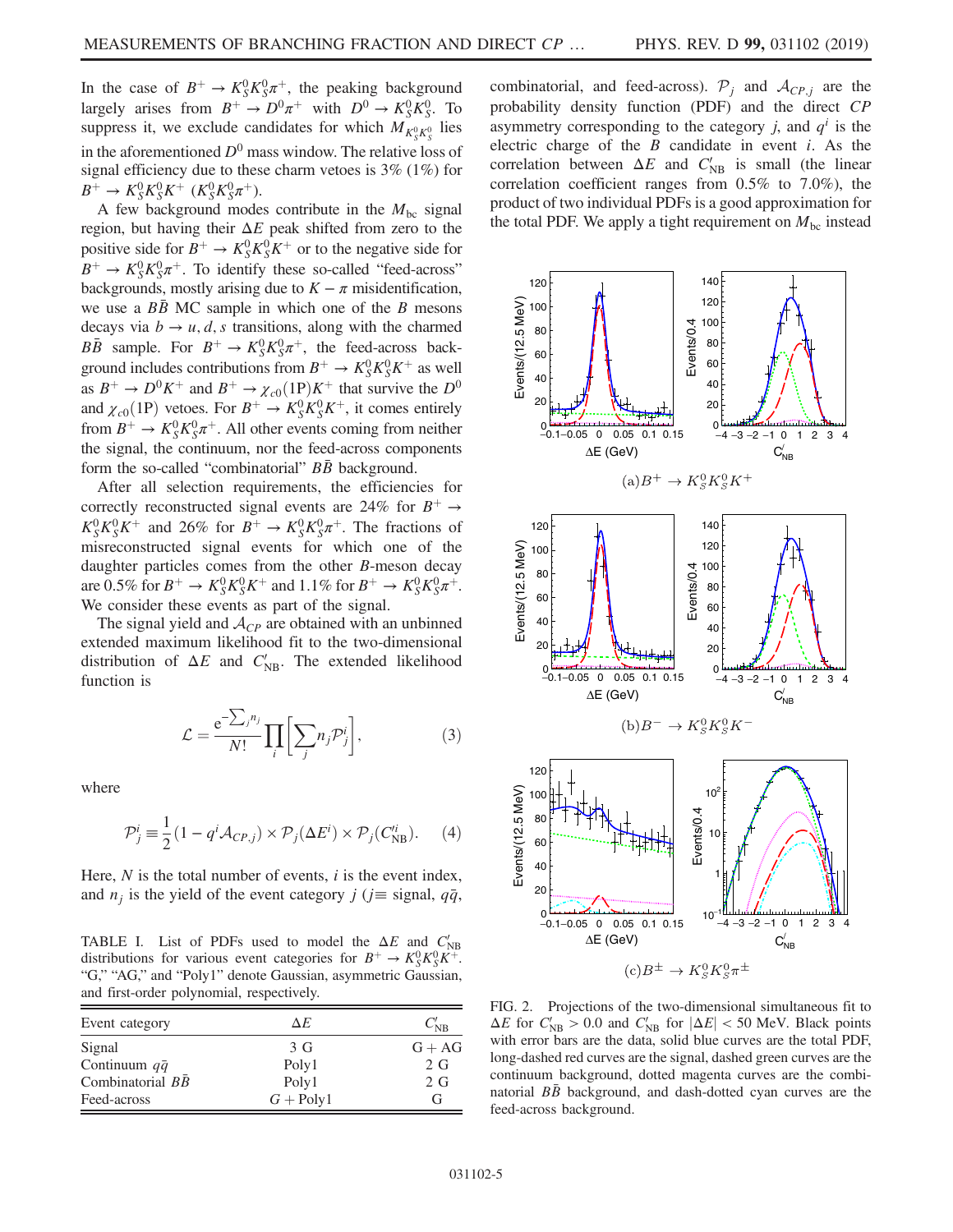In the case of $B^+ \to K_S^0 K_S^0 \pi^+$, the peaking background largely arises from $B^+ \to D^0 \pi^+$ with $D^0 \to K_S^0 K_S^0$. To suppress it, we exclude candidates for which $M_{K_S^0 K_S^0}$ lies in the aforementioned $D^0$ mass window. The relative loss of signal efficiency due to these charm vetoes is 3% (1%) for $B^+ \to K_S^0 K_S^0 K^+$ ($K_S^0 K_S^0 \pi^+$).

A few background modes contribute in the $M_{\rm bc}$ signal region, but having their $\Delta E$ peak shifted from zero to the positive side for $B^+ \to K_S^0 K_S^0 K^+$ or to the negative side for $B^+ \to K_S^0 K_S^0 \pi^+$. To identify these so-called "feed-across" backgrounds, mostly arising due to $K - \pi$ misidentification, we use a $B\bar{B}$ MC sample in which one of the $B$ mesons decays via $b \to u, d, s$ transitions, along with the charmed $B\bar{B}$ sample. For $B^+ \to K_S^0 K_S^0 \pi^+$, the feed-across background includes contributions from $B^+ \to K_S^0 K_S^0 K^+$ as well as $B^+ \to D^0 K^+$ and $B^+ \to \chi_{c0}(1{\rm P}) K^+$ that survive the $D^0$ and $\chi_{c0}(1{\rm P})$ vetoes. For $B^+ \to K_S^0 K_S^0 K^+$, it comes entirely from $B^+ \to K_S^0 K_S^0 \pi^+$. All other events coming from neither the signal, the continuum, nor the feed-across components form the so-called "combinatorial" $B\bar{B}$ background.

After all selection requirements, the efficiencies for correctly reconstructed signal events are 24% for $B^+ \to K_S^0 K_S^0 K^+$ and 26% for $B^+ \to K_S^0 K_S^0 \pi^+$. The fractions of misreconstructed signal events for which one of the daughter particles comes from the other $B$-meson decay are 0.5% for $B^+ \to K_S^0 K_S^0 K^+$ and 1.1% for $B^+ \to K_S^0 K_S^0 \pi^+$. We consider these events as part of the signal.

The signal yield and $\mathcal{A}_{CP}$ are obtained with an unbinned extended maximum likelihood fit to the two-dimensional distribution of $\Delta E$ and $C'_{\rm NB}$. The extended likelihood function is

$$\mathcal{L} = \frac{e^{-\sum_j n_j}}{N!} \prod_i \left[ \sum_j n_j \mathcal{P}_j^i \right], \tag{3}$$

where

$$\mathcal{P}_j^i \equiv \frac{1}{2}(1 - q^i \mathcal{A}_{CP,j}) \times \mathcal{P}_j(\Delta E^i) \times \mathcal{P}_j(C'^i_{\rm NB}). \tag{4}$$

Here, $N$ is the total number of events, $i$ is the event index, and $n_j$ is the yield of the event category $j$ ($j \equiv$ signal, $q\bar{q}$, combinatorial, and feed-across). $\mathcal{P}_j$ and $\mathcal{A}_{CP,j}$ are the probability density function (PDF) and the direct $CP$ asymmetry corresponding to the category $j$, and $q^i$ is the electric charge of the $B$ candidate in event $i$. As the correlation between $\Delta E$ and $C'_{\rm NB}$ is small (the linear correlation coefficient ranges from 0.5% to 7.0%), the product of two individual PDFs is a good approximation for the total PDF. We apply a tight requirement on $M_{\rm bc}$ instead

TABLE I. List of PDFs used to model the $\Delta E$ and $C'_{\rm NB}$ distributions for various event categories for $B^+ \to K_S^0 K_S^0 K^+$. "G," "AG," and "Poly1" denote Gaussian, asymmetric Gaussian, and first-order polynomial, respectively.

| Event category | $\Delta E$ | $C'_{\rm NB}$ |
|---|---|---|
| Signal | 3 G | G + AG |
| Continuum $q\bar{q}$ | Poly1 | 2 G |
| Combinatorial $B\bar{B}$ | Poly1 | 2 G |
| Feed-across | $G$ + Poly1 | G |

(a) $B^+ \to K_S^0 K_S^0 K^+$

(b) $B^- \to K_S^0 K_S^0 K^-$

(c) $B^\pm \to K_S^0 K_S^0 \pi^\pm$

FIG. 2. Projections of the two-dimensional simultaneous fit to $\Delta E$ for $C'_{\rm NB} > 0.0$ and $C'_{\rm NB}$ for $|\Delta E| < 50$ MeV. Black points with error bars are the data, solid blue curves are the total PDF, long-dashed red curves are the signal, dashed green curves are the continuum background, dotted magenta curves are the combinatorial $B\bar{B}$ background, and dash-dotted cyan curves are the feed-across background.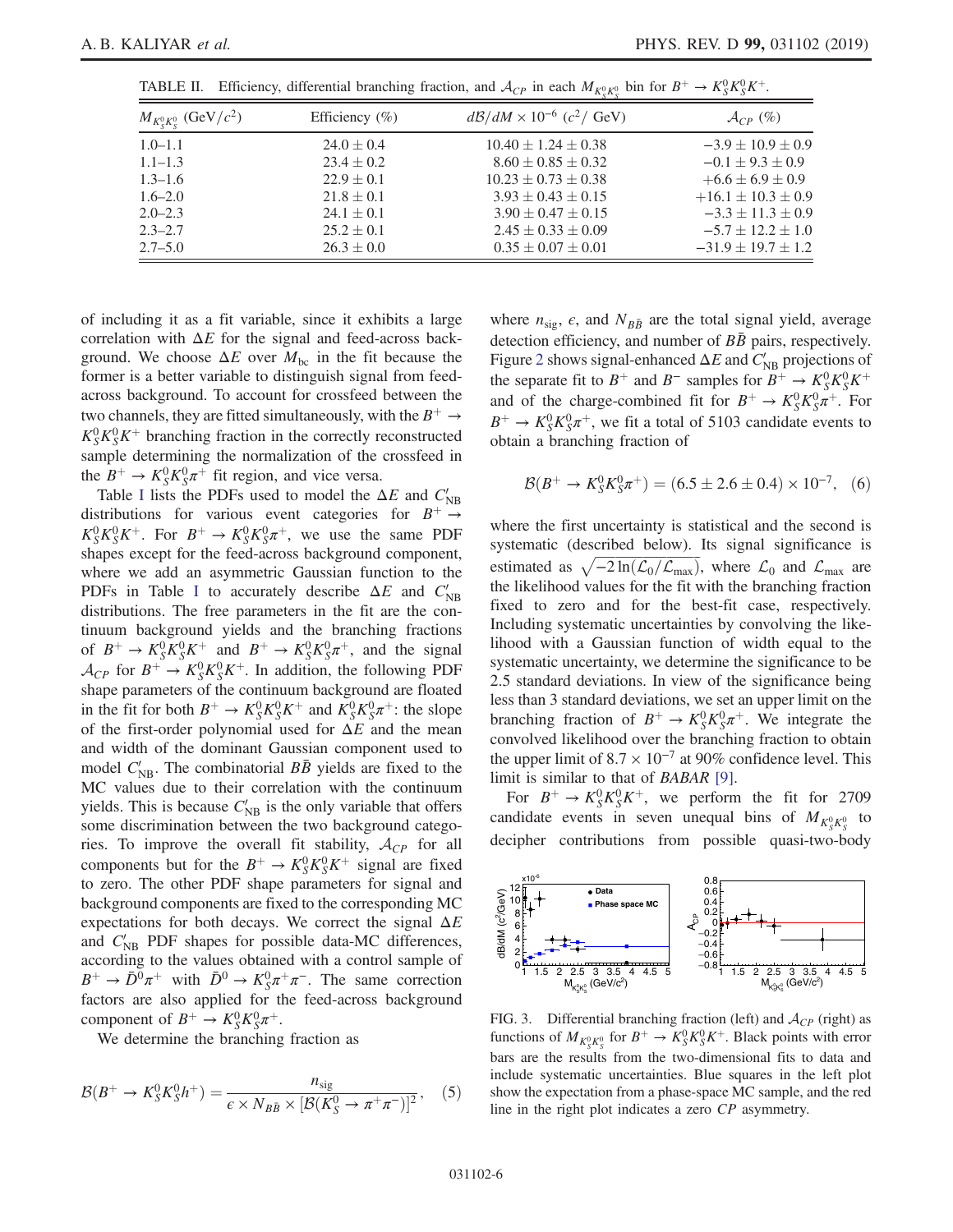TABLE II. Efficiency, differential branching fraction, and $\mathcal{A}_{CP}$ in each $M_{K_S^0K_S^0}$ bin for $B^+ \to K_S^0K_S^0K^+$.

| $M_{K_S^0K_S^0}$ (GeV/$c^2$) | Efficiency (%) | $d\mathcal{B}/dM \times 10^{-6}$ ($c^2$/ GeV) | $\mathcal{A}_{CP}$ (%) |
|---|---|---|---|
| 1.0–1.1 | $24.0 \pm 0.4$ | $10.40 \pm 1.24 \pm 0.38$ | $-3.9 \pm 10.9 \pm 0.9$ |
| 1.1–1.3 | $23.4 \pm 0.2$ | $8.60 \pm 0.85 \pm 0.32$ | $-0.1 \pm 9.3 \pm 0.9$ |
| 1.3–1.6 | $22.9 \pm 0.1$ | $10.23 \pm 0.73 \pm 0.38$ | $+6.6 \pm 6.9 \pm 0.9$ |
| 1.6–2.0 | $21.8 \pm 0.1$ | $3.93 \pm 0.43 \pm 0.15$ | $+16.1 \pm 10.3 \pm 0.9$ |
| 2.0–2.3 | $24.1 \pm 0.1$ | $3.90 \pm 0.47 \pm 0.15$ | $-3.3 \pm 11.3 \pm 0.9$ |
| 2.3–2.7 | $25.2 \pm 0.1$ | $2.45 \pm 0.33 \pm 0.09$ | $-5.7 \pm 12.2 \pm 1.0$ |
| 2.7–5.0 | $26.3 \pm 0.0$ | $0.35 \pm 0.07 \pm 0.01$ | $-31.9 \pm 19.7 \pm 1.2$ |

of including it as a fit variable, since it exhibits a large correlation with $\Delta E$ for the signal and feed-across background. We choose $\Delta E$ over $M_{\rm bc}$ in the fit because the former is a better variable to distinguish signal from feed-across background. To account for crossfeed between the two channels, they are fitted simultaneously, with the $B^+ \to K_S^0K_S^0K^+$ branching fraction in the correctly reconstructed sample determining the normalization of the crossfeed in the $B^+ \to K_S^0K_S^0\pi^+$ fit region, and vice versa.

Table I lists the PDFs used to model the $\Delta E$ and $C'_{\rm NB}$ distributions for various event categories for $B^+ \to K_S^0K_S^0K^+$. For $B^+ \to K_S^0K_S^0\pi^+$, we use the same PDF shapes except for the feed-across background component, where we add an asymmetric Gaussian function to the PDFs in Table I to accurately describe $\Delta E$ and $C'_{\rm NB}$ distributions. The free parameters in the fit are the continuum background yields and the branching fractions of $B^+ \to K_S^0K_S^0K^+$ and $B^+ \to K_S^0K_S^0\pi^+$, and the signal $\mathcal{A}_{CP}$ for $B^+ \to K_S^0K_S^0K^+$. In addition, the following PDF shape parameters of the continuum background are floated in the fit for both $B^+ \to K_S^0K_S^0K^+$ and $K_S^0K_S^0\pi^+$: the slope of the first-order polynomial used for $\Delta E$ and the mean and width of the dominant Gaussian component used to model $C'_{\rm NB}$. The combinatorial $B\bar{B}$ yields are fixed to the MC values due to their correlation with the continuum yields. This is because $C'_{\rm NB}$ is the only variable that offers some discrimination between the two background categories. To improve the overall fit stability, $\mathcal{A}_{CP}$ for all components but for the $B^+ \to K_S^0K_S^0K^+$ signal are fixed to zero. The other PDF shape parameters for signal and background components are fixed to the corresponding MC expectations for both decays. We correct the signal $\Delta E$ and $C'_{\rm NB}$ PDF shapes for possible data-MC differences, according to the values obtained with a control sample of $B^+ \to \bar{D}^0\pi^+$ with $\bar{D}^0 \to K_S^0\pi^+\pi^-$. The same correction factors are also applied for the feed-across background component of $B^+ \to K_S^0K_S^0\pi^+$.

We determine the branching fraction as

$$\mathcal{B}(B^+ \to K_S^0K_S^0h^+) = \frac{n_{\rm sig}}{\epsilon \times N_{B\bar{B}} \times [\mathcal{B}(K_S^0 \to \pi^+\pi^-)]^2}, \quad (5)$$

where $n_{\rm sig}$, $\epsilon$, and $N_{B\bar{B}}$ are the total signal yield, average detection efficiency, and number of $B\bar{B}$ pairs, respectively. Figure 2 shows signal-enhanced $\Delta E$ and $C'_{\rm NB}$ projections of the separate fit to $B^+$ and $B^-$ samples for $B^+ \to K_S^0K_S^0K^+$ and of the charge-combined fit for $B^+ \to K_S^0K_S^0\pi^+$. For $B^+ \to K_S^0K_S^0\pi^+$, we fit a total of 5103 candidate events to obtain a branching fraction of

$$\mathcal{B}(B^+ \to K_S^0K_S^0\pi^+) = (6.5 \pm 2.6 \pm 0.4) \times 10^{-7}, \quad (6)$$

where the first uncertainty is statistical and the second is systematic (described below). Its signal significance is estimated as $\sqrt{-2\ln(\mathcal{L}_0/\mathcal{L}_{\rm max})}$, where $\mathcal{L}_0$ and $\mathcal{L}_{\rm max}$ are the likelihood values for the fit with the branching fraction fixed to zero and for the best-fit case, respectively. Including systematic uncertainties by convolving the likelihood with a Gaussian function of width equal to the systematic uncertainty, we determine the significance to be 2.5 standard deviations. In view of the significance being less than 3 standard deviations, we set an upper limit on the branching fraction of $B^+ \to K_S^0K_S^0\pi^+$. We integrate the convolved likelihood over the branching fraction to obtain the upper limit of $8.7 \times 10^{-7}$ at 90% confidence level. This limit is similar to that of *BABAR* [9].

For $B^+ \to K_S^0K_S^0K^+$, we perform the fit for 2709 candidate events in seven unequal bins of $M_{K_S^0K_S^0}$ to decipher contributions from possible quasi-two-body

FIG. 3. Differential branching fraction (left) and $\mathcal{A}_{CP}$ (right) as functions of $M_{K_S^0K_S^0}$ for $B^+ \to K_S^0K_S^0K^+$. Black points with error bars are the results from the two-dimensional fits to data and include systematic uncertainties. Blue squares in the left plot show the expectation from a phase-space MC sample, and the red line in the right plot indicates a zero $CP$ asymmetry.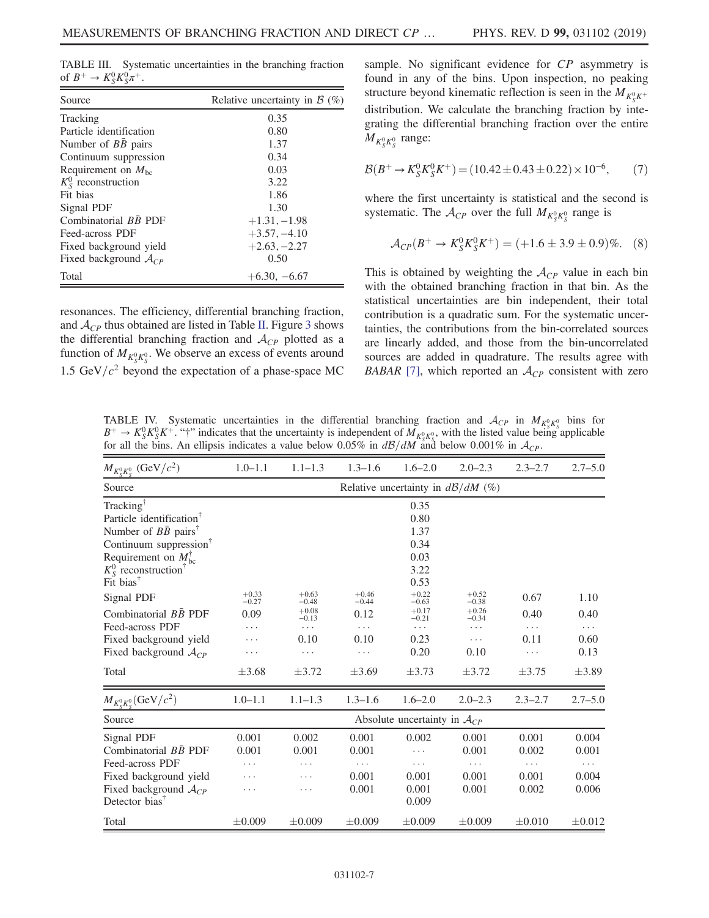TABLE III. Systematic uncertainties in the branching fraction of $B^+ \to K_S^0 K_S^0 \pi^+$.

| Source | Relative uncertainty in $\mathcal{B}$ (%) |
|---|---|
| Tracking | 0.35 |
| Particle identification | 0.80 |
| Number of $B\bar{B}$ pairs | 1.37 |
| Continuum suppression | 0.34 |
| Requirement on $M_{\rm bc}$ | 0.03 |
| $K_S^0$ reconstruction | 3.22 |
| Fit bias | 1.86 |
| Signal PDF | 1.30 |
| Combinatorial $B\bar{B}$ PDF | $+1.31, -1.98$ |
| Feed-across PDF | $+3.57, -4.10$ |
| Fixed background yield | $+2.63, -2.27$ |
| Fixed background $\mathcal{A}_{CP}$ | 0.50 |
| Total | $+6.30, -6.67$ |

resonances. The efficiency, differential branching fraction, and $\mathcal{A}_{CP}$ thus obtained are listed in Table II. Figure 3 shows the differential branching fraction and $\mathcal{A}_{CP}$ plotted as a function of $M_{K_S^0 K_S^0}$. We observe an excess of events around 1.5 GeV$/c^2$ beyond the expectation of a phase-space MC sample. No significant evidence for $CP$ asymmetry is found in any of the bins. Upon inspection, no peaking structure beyond kinematic reflection is seen in the $M_{K_S^0 K^+}$ distribution. We calculate the branching fraction by integrating the differential branching fraction over the entire $M_{K_S^0 K_S^0}$ range:

$$\mathcal{B}(B^+ \to K_S^0 K_S^0 K^+) = (10.42 \pm 0.43 \pm 0.22) \times 10^{-6}, \tag{7}$$

where the first uncertainty is statistical and the second is systematic. The $\mathcal{A}_{CP}$ over the full $M_{K_S^0 K_S^0}$ range is

$$\mathcal{A}_{CP}(B^+ \to K_S^0 K_S^0 K^+) = (+1.6 \pm 3.9 \pm 0.9)\%. \tag{8}$$

This is obtained by weighting the $\mathcal{A}_{CP}$ value in each bin with the obtained branching fraction in that bin. As the statistical uncertainties are bin independent, their total contribution is a quadratic sum. For the systematic uncertainties, the contributions from the bin-correlated sources are linearly added, and those from the bin-uncorrelated sources are added in quadrature. The results agree with *BABAR* [7], which reported an $\mathcal{A}_{CP}$ consistent with zero

TABLE IV. Systematic uncertainties in the differential branching fraction and $\mathcal{A}_{CP}$ in $M_{K_S^0 K_S^0}$ bins for $B^+ \to K_S^0 K_S^0 K^+$. "†" indicates that the uncertainty is independent of $M_{K_S^0 K_S^0}$, with the listed value being applicable for all the bins. An ellipsis indicates a value below 0.05% in $d\mathcal{B}/dM$ and below 0.001% in $\mathcal{A}_{CP}$.

| $M_{K_S^0 K_S^0}$ (GeV$/c^2$) | 1.0–1.1 | 1.1–1.3 | 1.3–1.6 | 1.6–2.0 | 2.0–2.3 | 2.3–2.7 | 2.7–5.0 |
|---|---|---|---|---|---|---|---|
| Source | | | Relative uncertainty in $d\mathcal{B}/dM$ (%) | | | | |
| Tracking† | | | | 0.35 | | | |
| Particle identification† | | | | 0.80 | | | |
| Number of $B\bar{B}$ pairs† | | | | 1.37 | | | |
| Continuum suppression† | | | | 0.34 | | | |
| Requirement on $M_{\rm bc}$† | | | | 0.03 | | | |
| $K_S^0$ reconstruction† | | | | 3.22 | | | |
| Fit bias† | | | | 0.53 | | | |
| Signal PDF | $^{+0.33}_{-0.27}$ | $^{+0.63}_{-0.48}$ | $^{+0.46}_{-0.44}$ | $^{+0.22}_{-0.63}$ | $^{+0.52}_{-0.38}$ | 0.67 | 1.10 |
| Combinatorial $B\bar{B}$ PDF | 0.09 | $^{+0.08}_{-0.13}$ | 0.12 | $^{+0.17}_{-0.21}$ | $^{+0.26}_{-0.34}$ | 0.40 | 0.40 |
| Feed-across PDF | ... | ... | ... | ... | ... | ... | ... |
| Fixed background yield | ... | 0.10 | 0.10 | 0.23 | ... | 0.11 | 0.60 |
| Fixed background $\mathcal{A}_{CP}$ | ... | ... | ... | 0.20 | 0.10 | ... | 0.13 |
| Total | $\pm 3.68$ | $\pm 3.72$ | $\pm 3.69$ | $\pm 3.73$ | $\pm 3.72$ | $\pm 3.75$ | $\pm 3.89$ |
| $M_{K_S^0 K_S^0}$ (GeV$/c^2$) | 1.0–1.1 | 1.1–1.3 | 1.3–1.6 | 1.6–2.0 | 2.0–2.3 | 2.3–2.7 | 2.7–5.0 |
| Source | | | Absolute uncertainty in $\mathcal{A}_{CP}$ | | | | |
| Signal PDF | 0.001 | 0.002 | 0.001 | 0.002 | 0.001 | 0.001 | 0.004 |
| Combinatorial $B\bar{B}$ PDF | 0.001 | 0.001 | 0.001 | ... | 0.001 | 0.002 | 0.001 |
| Feed-across PDF | ... | ... | ... | ... | ... | ... | ... |
| Fixed background yield | ... | ... | 0.001 | 0.001 | 0.001 | 0.001 | 0.004 |
| Fixed background $\mathcal{A}_{CP}$ | ... | ... | 0.001 | 0.001 | 0.001 | 0.002 | 0.006 |
| Detector bias† | | | | 0.009 | | | |
| Total | $\pm 0.009$ | $\pm 0.009$ | $\pm 0.009$ | $\pm 0.009$ | $\pm 0.009$ | $\pm 0.010$ | $\pm 0.012$ |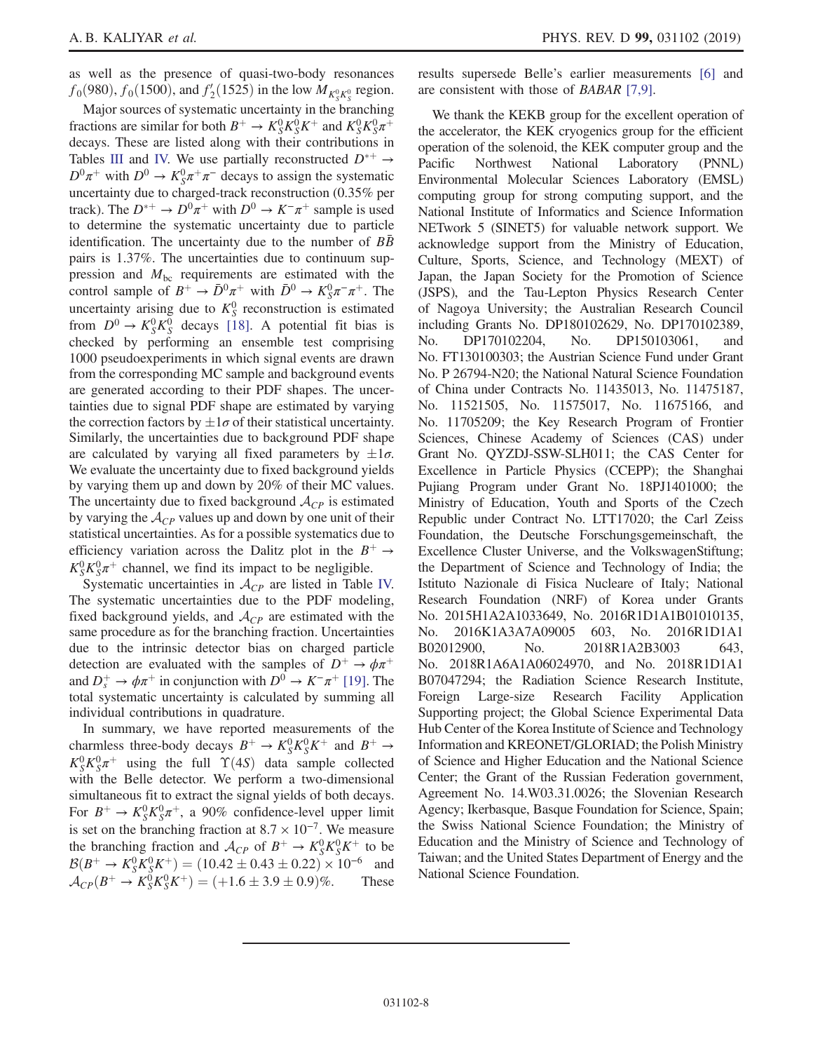as well as the presence of quasi-two-body resonances $f_0(980)$, $f_0(1500)$, and $f_2'(1525)$ in the low $M_{K_S^0 K_S^0}$ region.

Major sources of systematic uncertainty in the branching fractions are similar for both $B^+ \to K_S^0 K_S^0 K^+$ and $K_S^0 K_S^0 \pi^+$ decays. These are listed along with their contributions in Tables III and IV. We use partially reconstructed $D^{*+} \to D^0\pi^+$ with $D^0 \to K_S^0\pi^+\pi^-$ decays to assign the systematic uncertainty due to charged-track reconstruction (0.35% per track). The $D^{*+} \to D^0\pi^+$ with $D^0 \to K^-\pi^+$ sample is used to determine the systematic uncertainty due to particle identification. The uncertainty due to the number of $B\bar{B}$ pairs is 1.37%. The uncertainties due to continuum suppression and $M_{\rm bc}$ requirements are estimated with the control sample of $B^+ \to \bar{D}^0\pi^+$ with $\bar{D}^0 \to K_S^0\pi^-\pi^+$. The uncertainty arising due to $K_S^0$ reconstruction is estimated from $D^0 \to K_S^0 K_S^0$ decays [18]. A potential fit bias is checked by performing an ensemble test comprising 1000 pseudoexperiments in which signal events are drawn from the corresponding MC sample and background events are generated according to their PDF shapes. The uncertainties due to signal PDF shape are estimated by varying the correction factors by $\pm 1\sigma$ of their statistical uncertainty. Similarly, the uncertainties due to background PDF shape are calculated by varying all fixed parameters by $\pm 1\sigma$. We evaluate the uncertainty due to fixed background yields by varying them up and down by 20% of their MC values. The uncertainty due to fixed background $\mathcal{A}_{CP}$ is estimated by varying the $\mathcal{A}_{CP}$ values up and down by one unit of their statistical uncertainties. As for a possible systematics due to efficiency variation across the Dalitz plot in the $B^+ \to K_S^0 K_S^0 \pi^+$ channel, we find its impact to be negligible.

Systematic uncertainties in $\mathcal{A}_{CP}$ are listed in Table IV. The systematic uncertainties due to the PDF modeling, fixed background yields, and $\mathcal{A}_{CP}$ are estimated with the same procedure as for the branching fraction. Uncertainties due to the intrinsic detector bias on charged particle detection are evaluated with the samples of $D^+ \to \phi\pi^+$ and $D_s^+ \to \phi\pi^+$ in conjunction with $D^0 \to K^-\pi^+$ [19]. The total systematic uncertainty is calculated by summing all individual contributions in quadrature.

In summary, we have reported measurements of the charmless three-body decays $B^+ \to K_S^0 K_S^0 K^+$ and $B^+ \to K_S^0 K_S^0 \pi^+$ using the full $\Upsilon(4S)$ data sample collected with the Belle detector. We perform a two-dimensional simultaneous fit to extract the signal yields of both decays. For $B^+ \to K_S^0 K_S^0 \pi^+$, a 90% confidence-level upper limit is set on the branching fraction at $8.7 \times 10^{-7}$. We measure the branching fraction and $\mathcal{A}_{CP}$ of $B^+ \to K_S^0 K_S^0 K^+$ to be $\mathcal{B}(B^+ \to K_S^0 K_S^0 K^+) = (10.42 \pm 0.43 \pm 0.22) \times 10^{-6}$ and $\mathcal{A}_{CP}(B^+ \to K_S^0 K_S^0 K^+) = (+1.6 \pm 3.9 \pm 0.9)\%$. These results supersede Belle's earlier measurements [6] and are consistent with those of *BABAR* [7,9].

We thank the KEKB group for the excellent operation of the accelerator, the KEK cryogenics group for the efficient operation of the solenoid, the KEK computer group and the Pacific Northwest National Laboratory (PNNL) Environmental Molecular Sciences Laboratory (EMSL) computing group for strong computing support, and the National Institute of Informatics and Science Information NETwork 5 (SINET5) for valuable network support. We acknowledge support from the Ministry of Education, Culture, Sports, Science, and Technology (MEXT) of Japan, the Japan Society for the Promotion of Science (JSPS), and the Tau-Lepton Physics Research Center of Nagoya University; the Australian Research Council including Grants No. DP180102629, No. DP170102389, No. DP170102204, No. DP150103061, and No. FT130100303; the Austrian Science Fund under Grant No. P 26794-N20; the National Natural Science Foundation of China under Contracts No. 11435013, No. 11475187, No. 11521505, No. 11575017, No. 11675166, and No. 11705209; the Key Research Program of Frontier Sciences, Chinese Academy of Sciences (CAS) under Grant No. QYZDJ-SSW-SLH011; the CAS Center for Excellence in Particle Physics (CCEPP); the Shanghai Pujiang Program under Grant No. 18PJ1401000; the Ministry of Education, Youth and Sports of the Czech Republic under Contract No. LTT17020; the Carl Zeiss Foundation, the Deutsche Forschungsgemeinschaft, the Excellence Cluster Universe, and the VolkswagenStiftung; the Department of Science and Technology of India; the Istituto Nazionale di Fisica Nucleare of Italy; National Research Foundation (NRF) of Korea under Grants No. 2015H1A2A1033649, No. 2016R1D1A1B01010135, No. 2016K1A3A7A09005 603, No. 2016R1D1A1 B02012900, No. 2018R1A2B3003 643, No. 2018R1A6A1A06024970, and No. 2018R1D1A1 B07047294; the Radiation Science Research Institute, Foreign Large-size Research Facility Application Supporting project; the Global Science Experimental Data Hub Center of the Korea Institute of Science and Technology Information and KREONET/GLORIAD; the Polish Ministry of Science and Higher Education and the National Science Center; the Grant of the Russian Federation government, Agreement No. 14.W03.31.0026; the Slovenian Research Agency; Ikerbasque, Basque Foundation for Science, Spain; the Swiss National Science Foundation; the Ministry of Education and the Ministry of Science and Technology of Taiwan; and the United States Department of Energy and the National Science Foundation.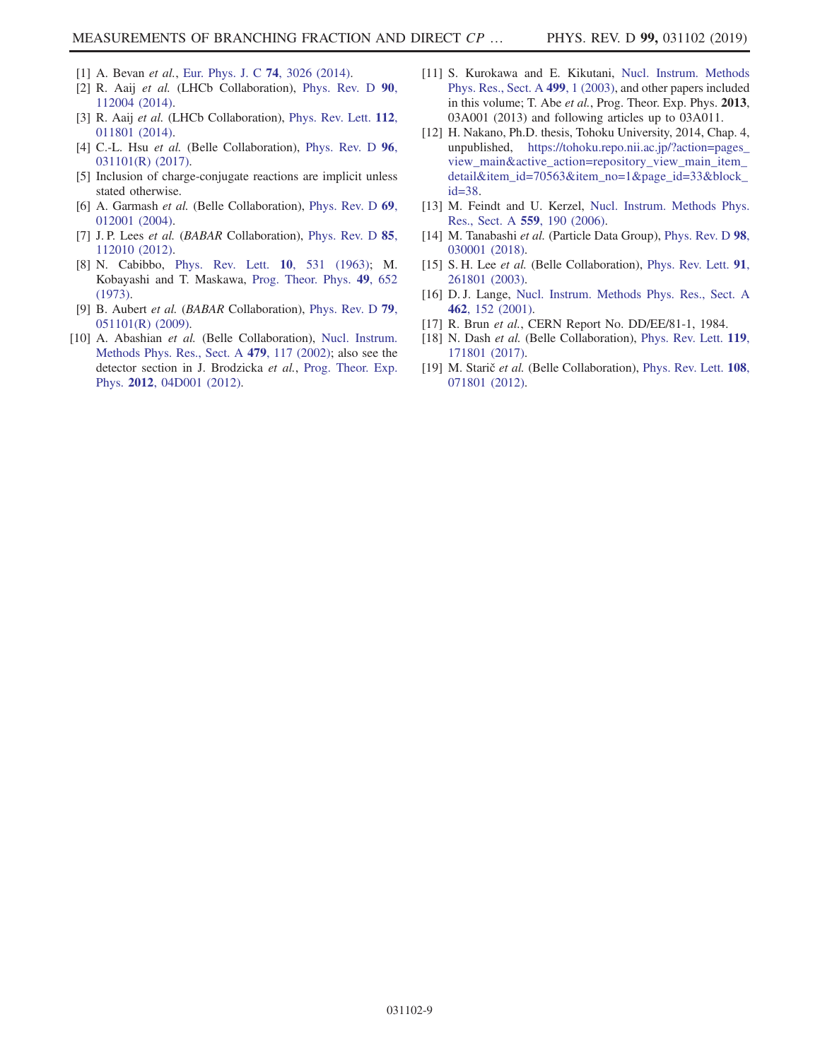[1] A. Bevan *et al.*, Eur. Phys. J. C **74**, 3026 (2014).

[2] R. Aaij *et al.* (LHCb Collaboration), Phys. Rev. D **90**, 112004 (2014).

[3] R. Aaij *et al.* (LHCb Collaboration), Phys. Rev. Lett. **112**, 011801 (2014).

[4] C.-L. Hsu *et al.* (Belle Collaboration), Phys. Rev. D **96**, 031101(R) (2017).

[5] Inclusion of charge-conjugate reactions are implicit unless stated otherwise.

[6] A. Garmash *et al.* (Belle Collaboration), Phys. Rev. D **69**, 012001 (2004).

[7] J. P. Lees *et al.* (*BABAR* Collaboration), Phys. Rev. D **85**, 112010 (2012).

[8] N. Cabibbo, Phys. Rev. Lett. **10**, 531 (1963); M. Kobayashi and T. Maskawa, Prog. Theor. Phys. **49**, 652 (1973).

[9] B. Aubert *et al.* (*BABAR* Collaboration), Phys. Rev. D **79**, 051101(R) (2009).

[10] A. Abashian *et al.* (Belle Collaboration), Nucl. Instrum. Methods Phys. Res., Sect. A **479**, 117 (2002); also see the detector section in J. Brodzicka *et al.*, Prog. Theor. Exp. Phys. **2012**, 04D001 (2012).

[11] S. Kurokawa and E. Kikutani, Nucl. Instrum. Methods Phys. Res., Sect. A **499**, 1 (2003), and other papers included in this volume; T. Abe *et al.*, Prog. Theor. Exp. Phys. **2013**, 03A001 (2013) and following articles up to 03A011.

[12] H. Nakano, Ph.D. thesis, Tohoku University, 2014, Chap. 4, unpublished, https://tohoku.repo.nii.ac.jp/?action=pages_view_main&active_action=repository_view_main_item_detail&item_id=70563&item_no=1&page_id=33&block_id=38.

[13] M. Feindt and U. Kerzel, Nucl. Instrum. Methods Phys. Res., Sect. A **559**, 190 (2006).

[14] M. Tanabashi *et al.* (Particle Data Group), Phys. Rev. D **98**, 030001 (2018).

[15] S. H. Lee *et al.* (Belle Collaboration), Phys. Rev. Lett. **91**, 261801 (2003).

[16] D. J. Lange, Nucl. Instrum. Methods Phys. Res., Sect. A **462**, 152 (2001).

[17] R. Brun *et al.*, CERN Report No. DD/EE/81-1, 1984.

[18] N. Dash *et al.* (Belle Collaboration), Phys. Rev. Lett. **119**, 171801 (2017).

[19] M. Starič *et al.* (Belle Collaboration), Phys. Rev. Lett. **108**, 071801 (2012).